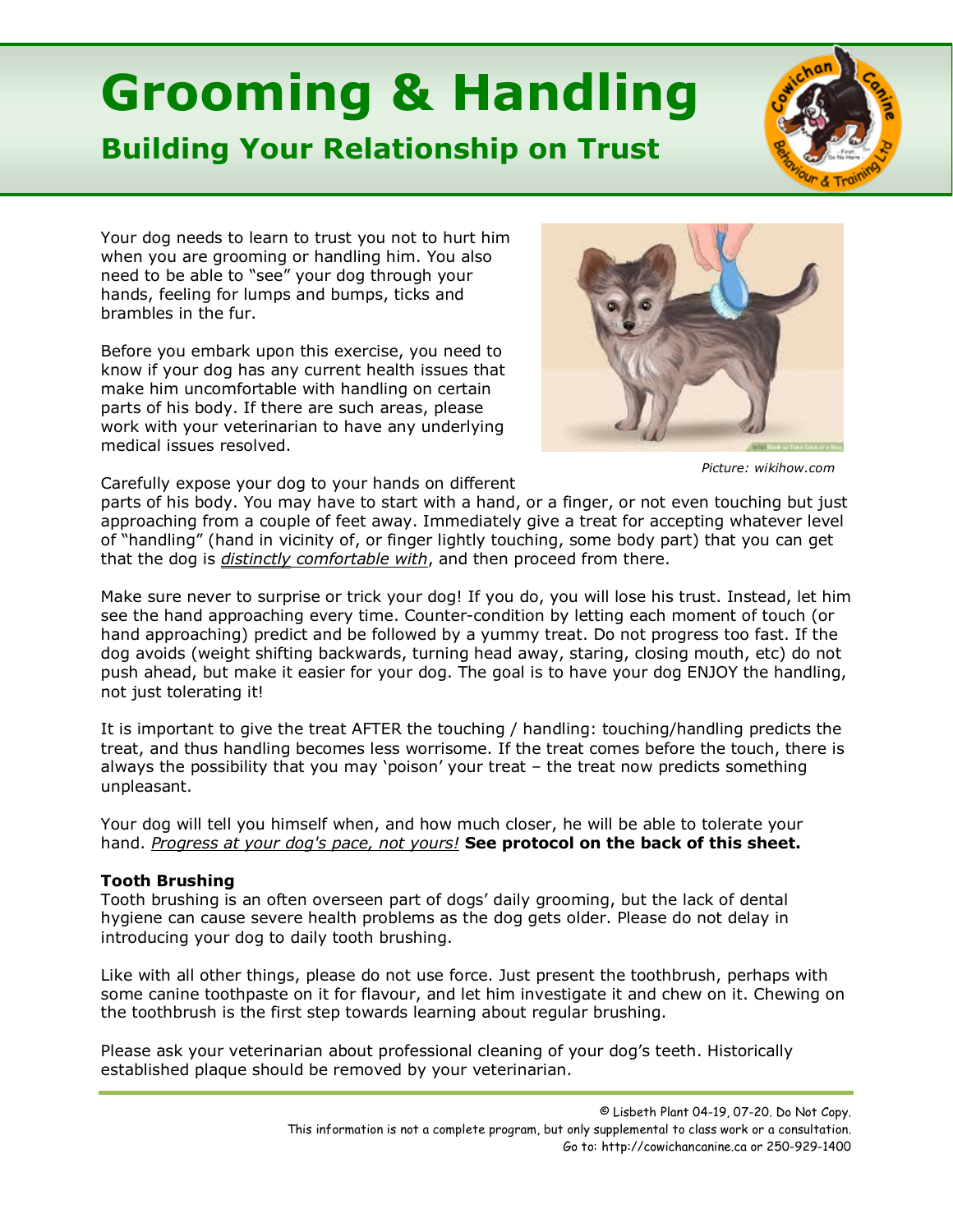# Grooming & Handling

## Building Your Relationship on Trust

Your dog needs to learn to trust you not to hurt him when you are grooming or handling him. You also need to be able to "see" your dog through your hands, feeling for lumps and bumps, ticks and brambles in the fur.

Before you embark upon this exercise, you need to know if your dog has any current health issues that make him uncomfortable with handling on certain parts of his body. If there are such areas, please work with your veterinarian to have any underlying medical issues resolved.

*Picture: wikihow.com*

Carefully expose your dog to your hands on different parts of his body. You may have to start with a hand, or a finger, or not even touching but just approaching from a couple of feet away. Immediately give a treat for accepting whatever level of "handling" (hand in vicinity of, or finger lightly touching, some body part) that you can get that the dog is *distinctly comfortable with*, and then proceed from there.

Make sure never to surprise or trick your dog! If you do, you will lose his trust. Instead, let him see the hand approaching every time. Counter-condition by letting each moment of touch (or hand approaching) predict and be followed by a yummy treat. Do not progress too fast. If the dog avoids (weight shifting backwards, turning head away, staring, closing mouth, etc) do not push ahead, but make it easier for your dog. The goal is to have your dog ENJOY the handling, not just tolerating it!

It is important to give the treat AFTER the touching / handling: touching/handling predicts the treat, and thus handling becomes less worrisome. If the treat comes before the touch, there is always the possibility that you may 'poison' your treat – the treat now predicts something unpleasant.

Your dog will tell you himself when, and how much closer, he will be able to tolerate your hand. *Progress at your dog's pace, not yours!* **See protocol on the back of this sheet.**

**Tooth Brushing**

Tooth brushing is an often overseen part of dogs' daily grooming, but the lack of dental hygiene can cause severe health problems as the dog gets older. Please do not delay in introducing your dog to daily tooth brushing.

Like with all other things, please do not use force. Just present the toothbrush, perhaps with some canine toothpaste on it for flavour, and let him investigate it and chew on it. Chewing on the toothbrush is the first step towards learning about regular brushing.

Please ask your veterinarian about professional cleaning of your dog's teeth. Historically established plaque should be removed by your veterinarian.

© Lisbeth Plant 04-19, 07-20. Do Not Copy.
This information is not a complete program, but only supplemental to class work or a consultation.
Go to: http://cowichancanine.ca or 250-929-1400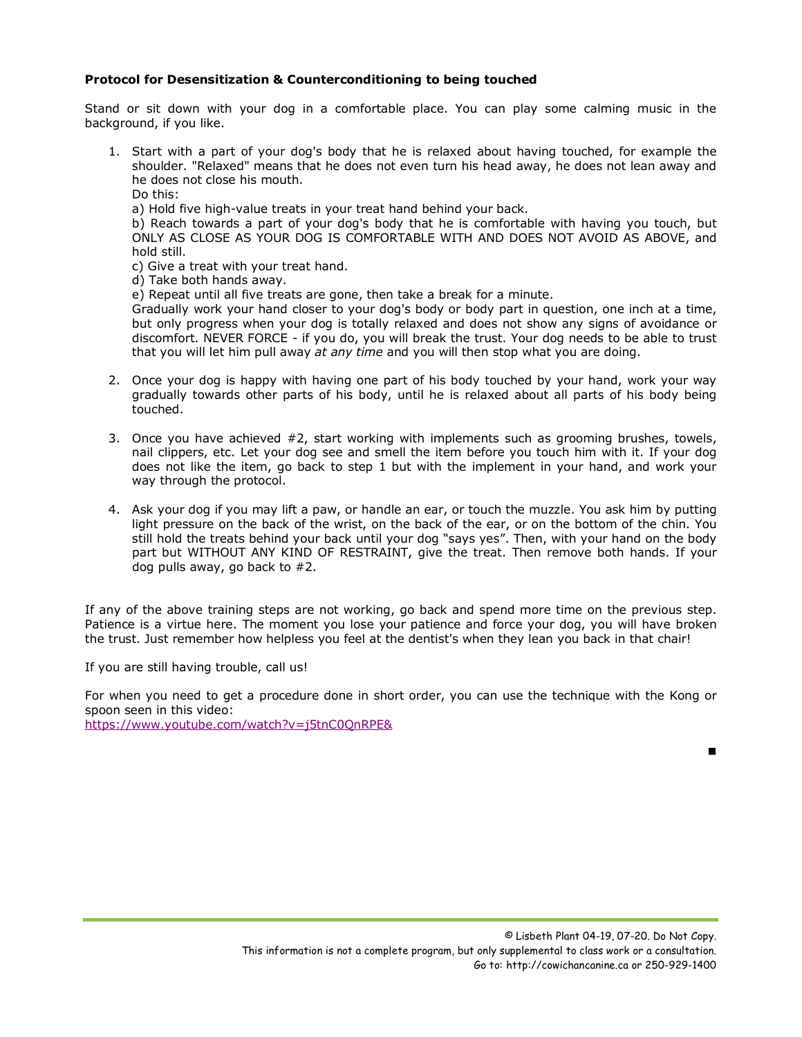**Protocol for Desensitization & Counterconditioning to being touched**

Stand or sit down with your dog in a comfortable place. You can play some calming music in the background, if you like.

1. Start with a part of your dog's body that he is relaxed about having touched, for example the shoulder. "Relaxed" means that he does not even turn his head away, he does not lean away and he does not close his mouth.
   Do this:
   a) Hold five high-value treats in your treat hand behind your back.
   b) Reach towards a part of your dog's body that he is comfortable with having you touch, but ONLY AS CLOSE AS YOUR DOG IS COMFORTABLE WITH AND DOES NOT AVOID AS ABOVE, and hold still.
   c) Give a treat with your treat hand.
   d) Take both hands away.
   e) Repeat until all five treats are gone, then take a break for a minute.
   Gradually work your hand closer to your dog's body or body part in question, one inch at a time, but only progress when your dog is totally relaxed and does not show any signs of avoidance or discomfort. NEVER FORCE - if you do, you will break the trust. Your dog needs to be able to trust that you will let him pull away *at any time* and you will then stop what you are doing.

2. Once your dog is happy with having one part of his body touched by your hand, work your way gradually towards other parts of his body, until he is relaxed about all parts of his body being touched.

3. Once you have achieved #2, start working with implements such as grooming brushes, towels, nail clippers, etc. Let your dog see and smell the item before you touch him with it. If your dog does not like the item, go back to step 1 but with the implement in your hand, and work your way through the protocol.

4. Ask your dog if you may lift a paw, or handle an ear, or touch the muzzle. You ask him by putting light pressure on the back of the wrist, on the back of the ear, or on the bottom of the chin. You still hold the treats behind your back until your dog "says yes". Then, with your hand on the body part but WITHOUT ANY KIND OF RESTRAINT, give the treat. Then remove both hands. If your dog pulls away, go back to #2.

If any of the above training steps are not working, go back and spend more time on the previous step. Patience is a virtue here. The moment you lose your patience and force your dog, you will have broken the trust. Just remember how helpless you feel at the dentist's when they lean you back in that chair!

If you are still having trouble, call us!

For when you need to get a procedure done in short order, you can use the technique with the Kong or spoon seen in this video:
https://www.youtube.com/watch?v=j5tnC0QnRPE&

■

© Lisbeth Plant 04-19, 07-20. Do Not Copy.
This information is not a complete program, but only supplemental to class work or a consultation.
Go to: http://cowichancanine.ca or 250-929-1400